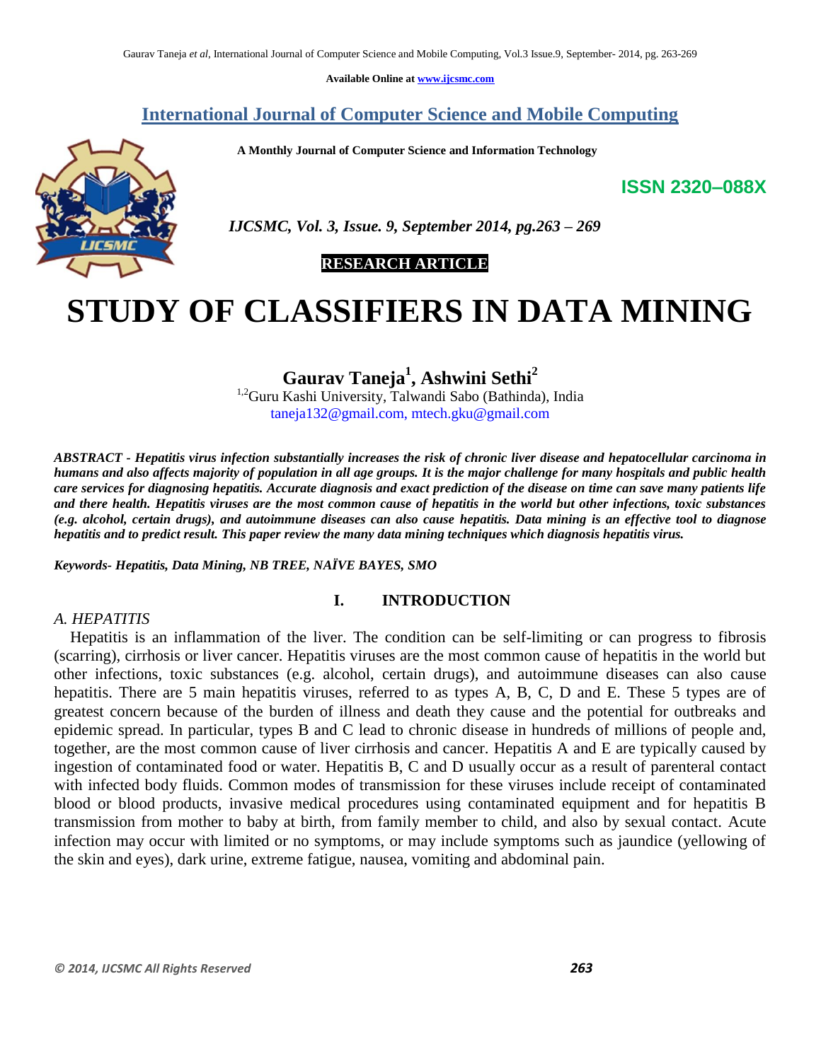Available Online at www.ijcsmc.com

## International Journal of Computer Science and Mobile Computing

**A Monthly Journal of Computer Science and Information Technology**

**ISSN 2320–088X**

*IJCSMC, Vol. 3, Issue. 9, September 2014, pg.263 – 269*

**RESEARCH ARTICLE**

# STUDY OF CLASSIFIERS IN DATA MINING

**Gaurav Taneja[1], Ashwini Sethi[2]**

[1,2]Guru Kashi University, Talwandi Sabo (Bathinda), India
taneja132@gmail.com, mtech.gku@gmail.com

***ABSTRACT - Hepatitis virus infection substantially increases the risk of chronic liver disease and hepatocellular carcinoma in humans and also affects majority of population in all age groups. It is the major challenge for many hospitals and public health care services for diagnosing hepatitis. Accurate diagnosis and exact prediction of the disease on time can save many patients life and there health. Hepatitis viruses are the most common cause of hepatitis in the world but other infections, toxic substances (e.g. alcohol, certain drugs), and autoimmune diseases can also cause hepatitis. Data mining is an effective tool to diagnose hepatitis and to predict result. This paper review the many data mining techniques which diagnosis hepatitis virus.***

***Keywords- Hepatitis, Data Mining, NB TREE, NAÏVE BAYES, SMO***

## I. INTRODUCTION

### *A. HEPATITIS*

Hepatitis is an inflammation of the liver. The condition can be self-limiting or can progress to fibrosis (scarring), cirrhosis or liver cancer. Hepatitis viruses are the most common cause of hepatitis in the world but other infections, toxic substances (e.g. alcohol, certain drugs), and autoimmune diseases can also cause hepatitis. There are 5 main hepatitis viruses, referred to as types A, B, C, D and E. These 5 types are of greatest concern because of the burden of illness and death they cause and the potential for outbreaks and epidemic spread. In particular, types B and C lead to chronic disease in hundreds of millions of people and, together, are the most common cause of liver cirrhosis and cancer. Hepatitis A and E are typically caused by ingestion of contaminated food or water. Hepatitis B, C and D usually occur as a result of parenteral contact with infected body fluids. Common modes of transmission for these viruses include receipt of contaminated blood or blood products, invasive medical procedures using contaminated equipment and for hepatitis B transmission from mother to baby at birth, from family member to child, and also by sexual contact. Acute infection may occur with limited or no symptoms, or may include symptoms such as jaundice (yellowing of the skin and eyes), dark urine, extreme fatigue, nausea, vomiting and abdominal pain.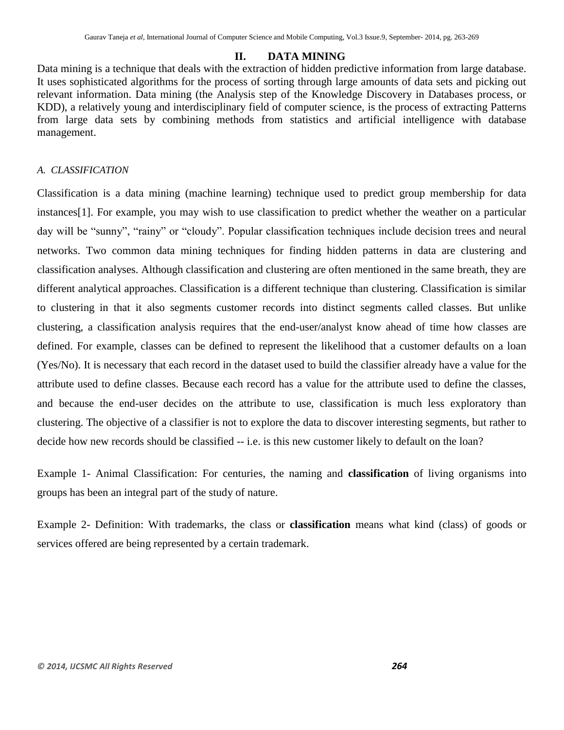## II. DATA MINING

Data mining is a technique that deals with the extraction of hidden predictive information from large database. It uses sophisticated algorithms for the process of sorting through large amounts of data sets and picking out relevant information. Data mining (the Analysis step of the Knowledge Discovery in Databases process, or KDD), a relatively young and interdisciplinary field of computer science, is the process of extracting Patterns from large data sets by combining methods from statistics and artificial intelligence with database management.

### *A. CLASSIFICATION*

Classification is a data mining (machine learning) technique used to predict group membership for data instances[1]. For example, you may wish to use classification to predict whether the weather on a particular day will be "sunny", "rainy" or "cloudy". Popular classification techniques include decision trees and neural networks. Two common data mining techniques for finding hidden patterns in data are clustering and classification analyses. Although classification and clustering are often mentioned in the same breath, they are different analytical approaches. Classification is a different technique than clustering. Classification is similar to clustering in that it also segments customer records into distinct segments called classes. But unlike clustering, a classification analysis requires that the end-user/analyst know ahead of time how classes are defined. For example, classes can be defined to represent the likelihood that a customer defaults on a loan (Yes/No). It is necessary that each record in the dataset used to build the classifier already have a value for the attribute used to define classes. Because each record has a value for the attribute used to define the classes, and because the end-user decides on the attribute to use, classification is much less exploratory than clustering. The objective of a classifier is not to explore the data to discover interesting segments, but rather to decide how new records should be classified -- i.e. is this new customer likely to default on the loan?

Example 1- Animal Classification: For centuries, the naming and **classification** of living organisms into groups has been an integral part of the study of nature.

Example 2- Definition: With trademarks, the class or **classification** means what kind (class) of goods or services offered are being represented by a certain trademark.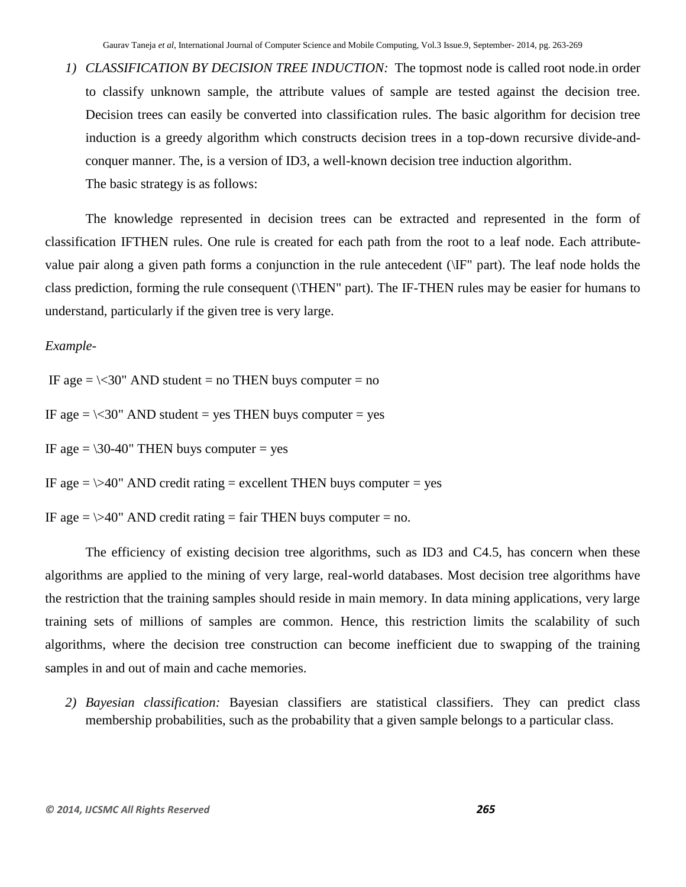1) *CLASSIFICATION BY DECISION TREE INDUCTION:* The topmost node is called root node.in order to classify unknown sample, the attribute values of sample are tested against the decision tree. Decision trees can easily be converted into classification rules. The basic algorithm for decision tree induction is a greedy algorithm which constructs decision trees in a top-down recursive divide-and-conquer manner. The, is a version of ID3, a well-known decision tree induction algorithm.

The basic strategy is as follows:

The knowledge represented in decision trees can be extracted and represented in the form of classification IFTHEN rules. One rule is created for each path from the root to a leaf node. Each attribute-value pair along a given path forms a conjunction in the rule antecedent (\IF" part). The leaf node holds the class prediction, forming the rule consequent (\THEN" part). The IF-THEN rules may be easier for humans to understand, particularly if the given tree is very large.

*Example-*

IF age = \<30" AND student = no THEN buys computer = no

IF age = \<30" AND student = yes THEN buys computer = yes

IF age = \30-40" THEN buys computer = yes

IF age = \>40" AND credit rating = excellent THEN buys computer = yes

IF age = \>40" AND credit rating = fair THEN buys computer = no.

The efficiency of existing decision tree algorithms, such as ID3 and C4.5, has concern when these algorithms are applied to the mining of very large, real-world databases. Most decision tree algorithms have the restriction that the training samples should reside in main memory. In data mining applications, very large training sets of millions of samples are common. Hence, this restriction limits the scalability of such algorithms, where the decision tree construction can become inefficient due to swapping of the training samples in and out of main and cache memories.

2) *Bayesian classification:* Bayesian classifiers are statistical classifiers. They can predict class membership probabilities, such as the probability that a given sample belongs to a particular class.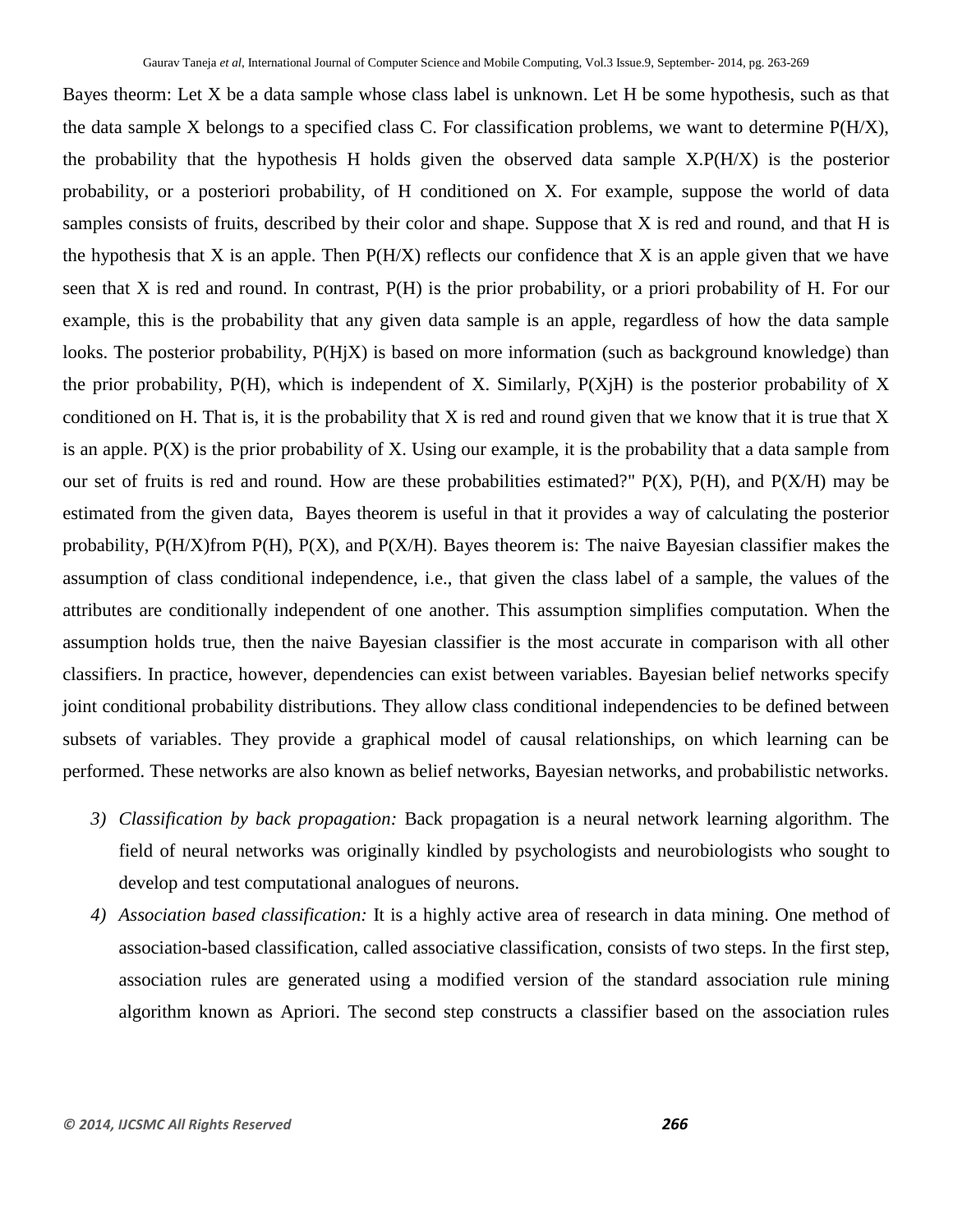Bayes theorm: Let X be a data sample whose class label is unknown. Let H be some hypothesis, such as that the data sample X belongs to a specified class C. For classification problems, we want to determine P(H/X), the probability that the hypothesis H holds given the observed data sample X.P(H/X) is the posterior probability, or a posteriori probability, of H conditioned on X. For example, suppose the world of data samples consists of fruits, described by their color and shape. Suppose that X is red and round, and that H is the hypothesis that X is an apple. Then P(H/X) reflects our confidence that X is an apple given that we have seen that X is red and round. In contrast, P(H) is the prior probability, or a priori probability of H. For our example, this is the probability that any given data sample is an apple, regardless of how the data sample looks. The posterior probability, P(HjX) is based on more information (such as background knowledge) than the prior probability, P(H), which is independent of X. Similarly, P(XjH) is the posterior probability of X conditioned on H. That is, it is the probability that X is red and round given that we know that it is true that X is an apple. P(X) is the prior probability of X. Using our example, it is the probability that a data sample from our set of fruits is red and round. How are these probabilities estimated?" P(X), P(H), and P(X/H) may be estimated from the given data, Bayes theorem is useful in that it provides a way of calculating the posterior probability, P(H/X)from P(H), P(X), and P(X/H). Bayes theorem is: The naive Bayesian classifier makes the assumption of class conditional independence, i.e., that given the class label of a sample, the values of the attributes are conditionally independent of one another. This assumption simplifies computation. When the assumption holds true, then the naive Bayesian classifier is the most accurate in comparison with all other classifiers. In practice, however, dependencies can exist between variables. Bayesian belief networks specify joint conditional probability distributions. They allow class conditional independencies to be defined between subsets of variables. They provide a graphical model of causal relationships, on which learning can be performed. These networks are also known as belief networks, Bayesian networks, and probabilistic networks.

3) *Classification by back propagation:* Back propagation is a neural network learning algorithm. The field of neural networks was originally kindled by psychologists and neurobiologists who sought to develop and test computational analogues of neurons.
4) *Association based classification:* It is a highly active area of research in data mining. One method of association-based classification, called associative classification, consists of two steps. In the first step, association rules are generated using a modified version of the standard association rule mining algorithm known as Apriori. The second step constructs a classifier based on the association rules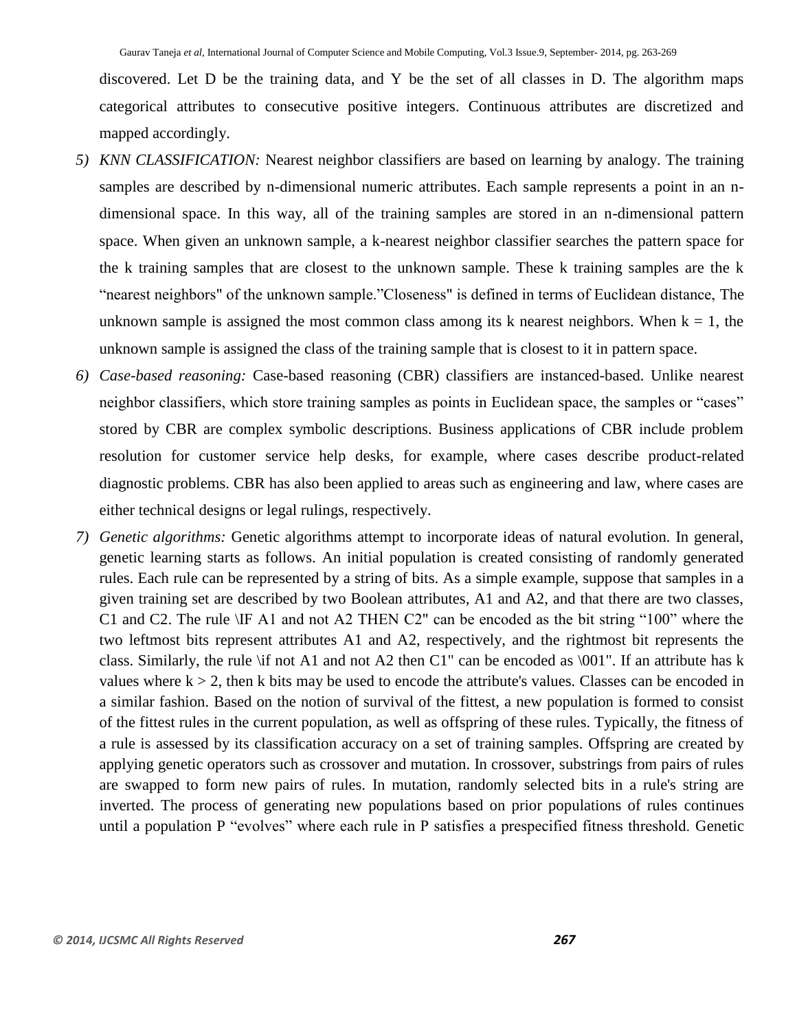discovered. Let D be the training data, and Y be the set of all classes in D. The algorithm maps categorical attributes to consecutive positive integers. Continuous attributes are discretized and mapped accordingly.

5) *KNN CLASSIFICATION:* Nearest neighbor classifiers are based on learning by analogy. The training samples are described by n-dimensional numeric attributes. Each sample represents a point in an n-dimensional space. In this way, all of the training samples are stored in an n-dimensional pattern space. When given an unknown sample, a k-nearest neighbor classifier searches the pattern space for the k training samples that are closest to the unknown sample. These k training samples are the k “nearest neighbors" of the unknown sample.”Closeness" is defined in terms of Euclidean distance, The unknown sample is assigned the most common class among its k nearest neighbors. When $k = 1$, the unknown sample is assigned the class of the training sample that is closest to it in pattern space.

6) *Case-based reasoning:* Case-based reasoning (CBR) classifiers are instanced-based. Unlike nearest neighbor classifiers, which store training samples as points in Euclidean space, the samples or “cases” stored by CBR are complex symbolic descriptions. Business applications of CBR include problem resolution for customer service help desks, for example, where cases describe product-related diagnostic problems. CBR has also been applied to areas such as engineering and law, where cases are either technical designs or legal rulings, respectively.

7) *Genetic algorithms:* Genetic algorithms attempt to incorporate ideas of natural evolution. In general, genetic learning starts as follows. An initial population is created consisting of randomly generated rules. Each rule can be represented by a string of bits. As a simple example, suppose that samples in a given training set are described by two Boolean attributes, A1 and A2, and that there are two classes, C1 and C2. The rule \IF A1 and not A2 THEN C2" can be encoded as the bit string “100” where the two leftmost bits represent attributes A1 and A2, respectively, and the rightmost bit represents the class. Similarly, the rule \if not A1 and not A2 then C1" can be encoded as \001". If an attribute has k values where $k > 2$, then k bits may be used to encode the attribute's values. Classes can be encoded in a similar fashion. Based on the notion of survival of the fittest, a new population is formed to consist of the fittest rules in the current population, as well as offspring of these rules. Typically, the fitness of a rule is assessed by its classification accuracy on a set of training samples. Offspring are created by applying genetic operators such as crossover and mutation. In crossover, substrings from pairs of rules are swapped to form new pairs of rules. In mutation, randomly selected bits in a rule's string are inverted. The process of generating new populations based on prior populations of rules continues until a population P “evolves” where each rule in P satisfies a prespecified fitness threshold. Genetic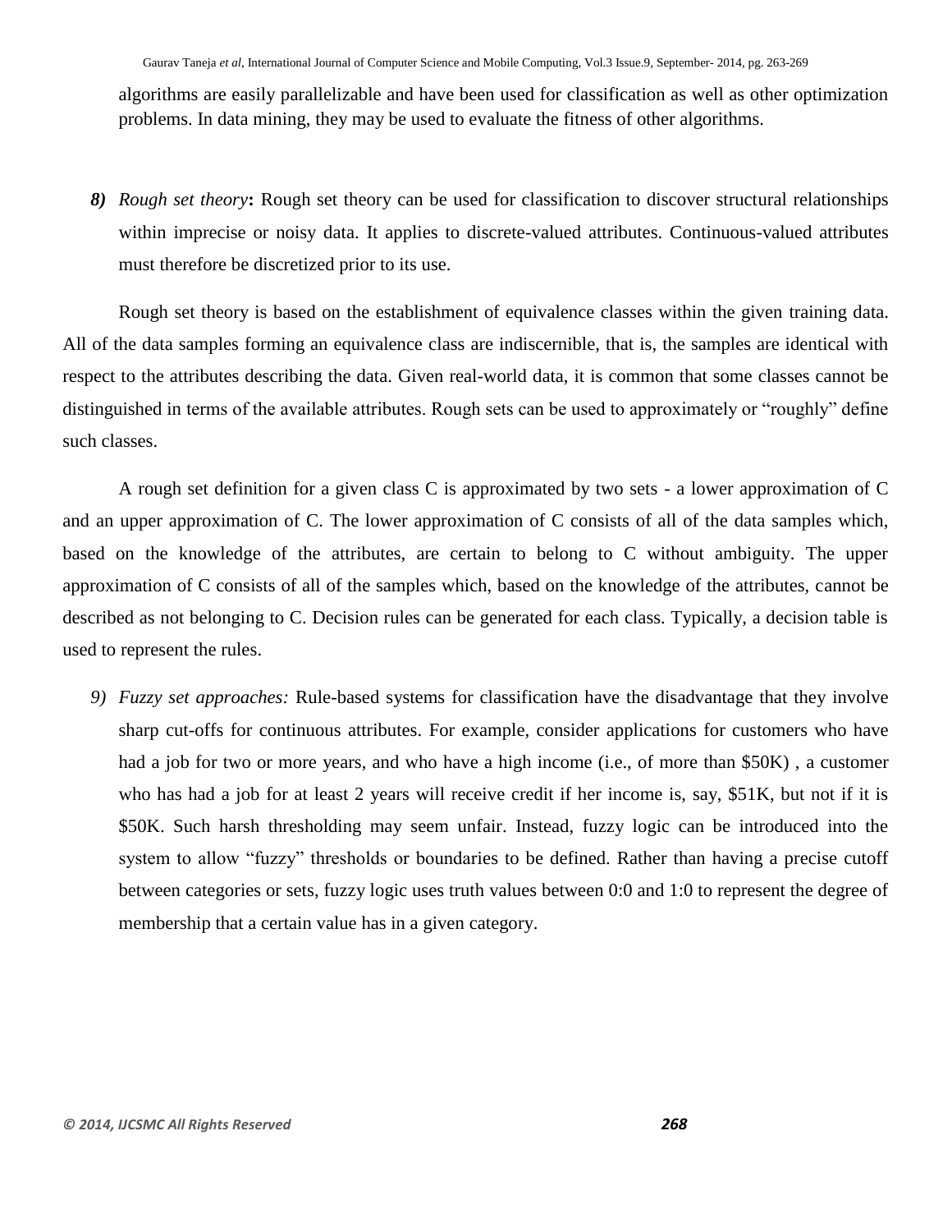algorithms are easily parallelizable and have been used for classification as well as other optimization problems. In data mining, they may be used to evaluate the fitness of other algorithms.

8) ***Rough set theory*:** Rough set theory can be used for classification to discover structural relationships within imprecise or noisy data. It applies to discrete-valued attributes. Continuous-valued attributes must therefore be discretized prior to its use.

Rough set theory is based on the establishment of equivalence classes within the given training data. All of the data samples forming an equivalence class are indiscernible, that is, the samples are identical with respect to the attributes describing the data. Given real-world data, it is common that some classes cannot be distinguished in terms of the available attributes. Rough sets can be used to approximately or "roughly" define such classes.

A rough set definition for a given class C is approximated by two sets - a lower approximation of C and an upper approximation of C. The lower approximation of C consists of all of the data samples which, based on the knowledge of the attributes, are certain to belong to C without ambiguity. The upper approximation of C consists of all of the samples which, based on the knowledge of the attributes, cannot be described as not belonging to C. Decision rules can be generated for each class. Typically, a decision table is used to represent the rules.

9) *Fuzzy set approaches:* Rule-based systems for classification have the disadvantage that they involve sharp cut-offs for continuous attributes. For example, consider applications for customers who have had a job for two or more years, and who have a high income (i.e., of more than $50K) , a customer who has had a job for at least 2 years will receive credit if her income is, say, $51K, but not if it is $50K. Such harsh thresholding may seem unfair. Instead, fuzzy logic can be introduced into the system to allow "fuzzy" thresholds or boundaries to be defined. Rather than having a precise cutoff between categories or sets, fuzzy logic uses truth values between 0:0 and 1:0 to represent the degree of membership that a certain value has in a given category.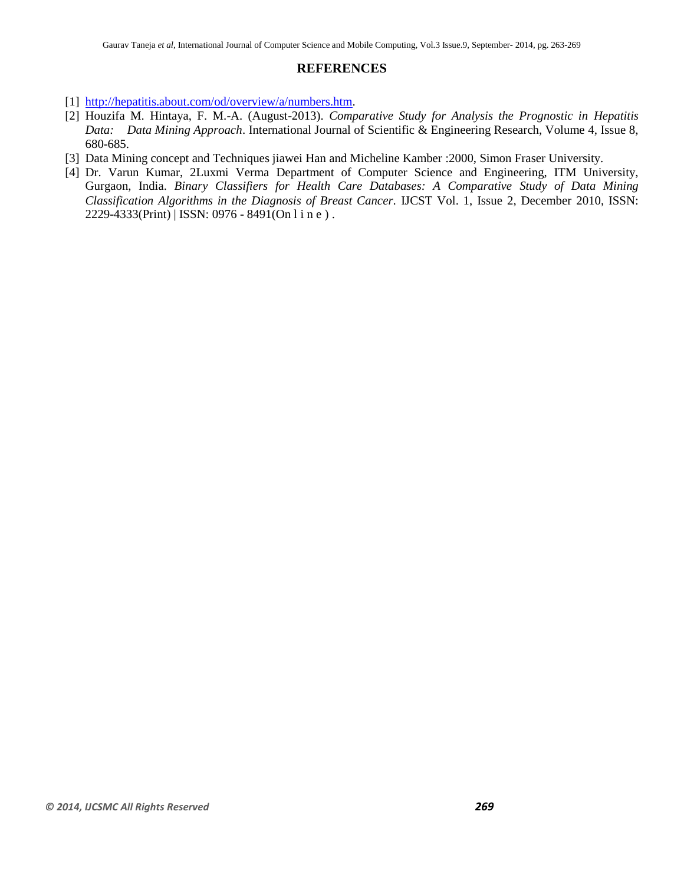## REFERENCES

[1] http://hepatitis.about.com/od/overview/a/numbers.htm.

[2] Houzifa M. Hintaya, F. M.-A. (August-2013). *Comparative Study for Analysis the Prognostic in Hepatitis Data: Data Mining Approach*. International Journal of Scientific & Engineering Research, Volume 4, Issue 8, 680-685.

[3] Data Mining concept and Techniques jiawei Han and Micheline Kamber :2000, Simon Fraser University.

[4] Dr. Varun Kumar, 2Luxmi Verma Department of Computer Science and Engineering, ITM University, Gurgaon, India. *Binary Classifiers for Health Care Databases: A Comparative Study of Data Mining Classification Algorithms in the Diagnosis of Breast Cancer*. IJCST Vol. 1, Issue 2, December 2010, ISSN: 2229-4333(Print) | ISSN: 0976 - 8491(On l i n e ) .